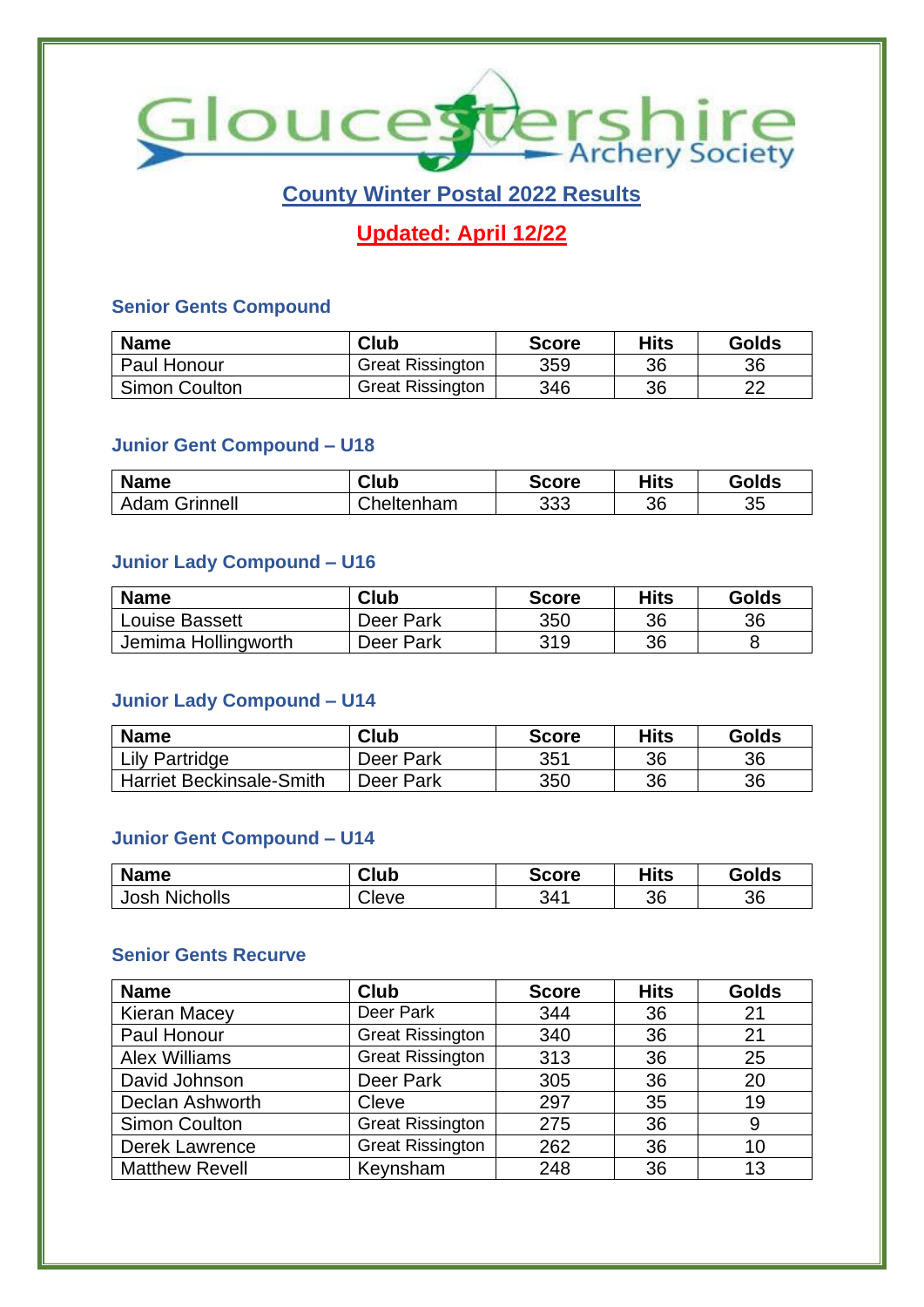# Gloucestershire Archery Society

## County Winter Postal 2022 Results

## Updated: April 12/22

### Senior Gents Compound

| Name | Club | Score | Hits | Golds |
|---|---|---|---|---|
| Paul Honour | Great Rissington | 359 | 36 | 36 |
| Simon Coulton | Great Rissington | 346 | 36 | 22 |

### Junior Gent Compound – U18

| Name | Club | Score | Hits | Golds |
|---|---|---|---|---|
| Adam Grinnell | Cheltenham | 333 | 36 | 35 |

### Junior Lady Compound – U16

| Name | Club | Score | Hits | Golds |
|---|---|---|---|---|
| Louise Bassett | Deer Park | 350 | 36 | 36 |
| Jemima Hollingworth | Deer Park | 319 | 36 | 8 |

### Junior Lady Compound – U14

| Name | Club | Score | Hits | Golds |
|---|---|---|---|---|
| Lily Partridge | Deer Park | 351 | 36 | 36 |
| Harriet Beckinsale-Smith | Deer Park | 350 | 36 | 36 |

### Junior Gent Compound – U14

| Name | Club | Score | Hits | Golds |
|---|---|---|---|---|
| Josh Nicholls | Cleve | 341 | 36 | 36 |

### Senior Gents Recurve

| Name | Club | Score | Hits | Golds |
|---|---|---|---|---|
| Kieran Macey | Deer Park | 344 | 36 | 21 |
| Paul Honour | Great Rissington | 340 | 36 | 21 |
| Alex Williams | Great Rissington | 313 | 36 | 25 |
| David Johnson | Deer Park | 305 | 36 | 20 |
| Declan Ashworth | Cleve | 297 | 35 | 19 |
| Simon Coulton | Great Rissington | 275 | 36 | 9 |
| Derek Lawrence | Great Rissington | 262 | 36 | 10 |
| Matthew Revell | Keynsham | 248 | 36 | 13 |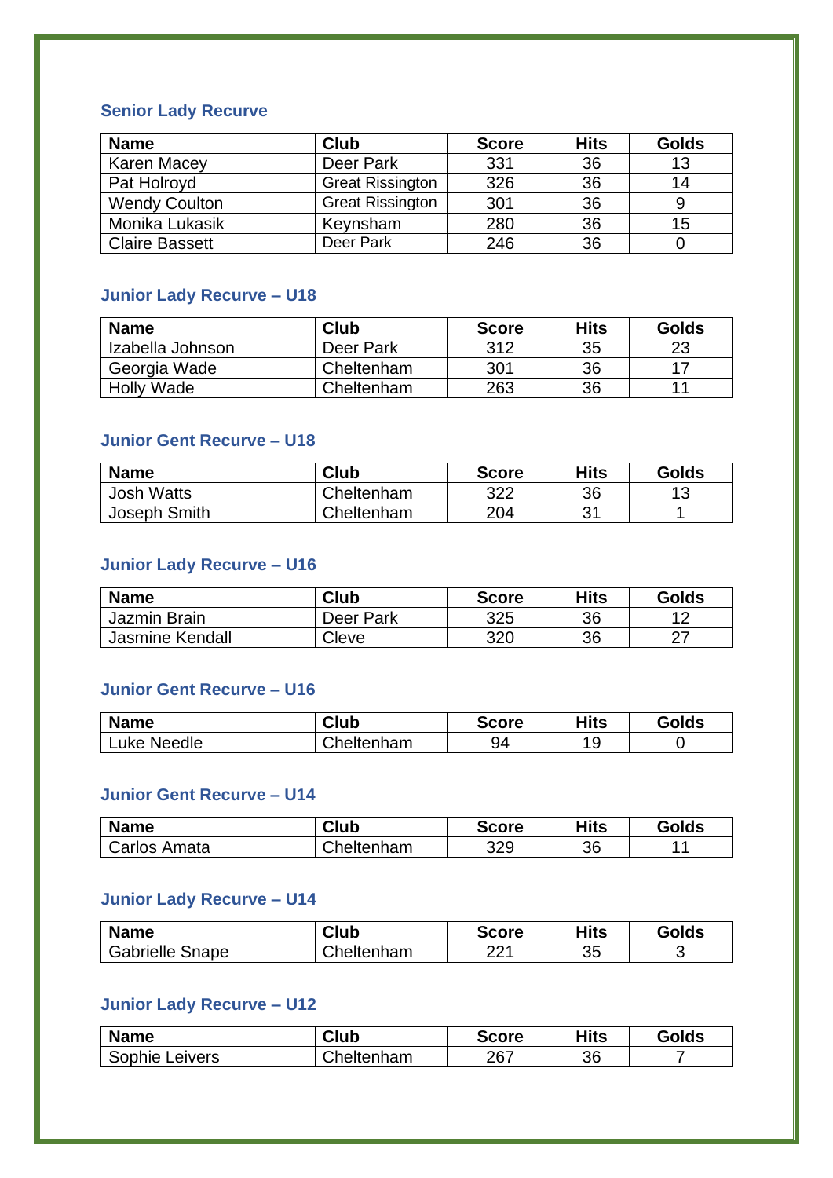### Senior Lady Recurve

| Name | Club | Score | Hits | Golds |
|---|---|---|---|---|
| Karen Macey | Deer Park | 331 | 36 | 13 |
| Pat Holroyd | Great Rissington | 326 | 36 | 14 |
| Wendy Coulton | Great Rissington | 301 | 36 | 9 |
| Monika Lukasik | Keynsham | 280 | 36 | 15 |
| Claire Bassett | Deer Park | 246 | 36 | 0 |

### Junior Lady Recurve – U18

| Name | Club | Score | Hits | Golds |
|---|---|---|---|---|
| Izabella Johnson | Deer Park | 312 | 35 | 23 |
| Georgia Wade | Cheltenham | 301 | 36 | 17 |
| Holly Wade | Cheltenham | 263 | 36 | 11 |

### Junior Gent Recurve – U18

| Name | Club | Score | Hits | Golds |
|---|---|---|---|---|
| Josh Watts | Cheltenham | 322 | 36 | 13 |
| Joseph Smith | Cheltenham | 204 | 31 | 1 |

### Junior Lady Recurve – U16

| Name | Club | Score | Hits | Golds |
|---|---|---|---|---|
| Jazmin Brain | Deer Park | 325 | 36 | 12 |
| Jasmine Kendall | Cleve | 320 | 36 | 27 |

### Junior Gent Recurve – U16

| Name | Club | Score | Hits | Golds |
|---|---|---|---|---|
| Luke Needle | Cheltenham | 94 | 19 | 0 |

### Junior Gent Recurve – U14

| Name | Club | Score | Hits | Golds |
|---|---|---|---|---|
| Carlos Amata | Cheltenham | 329 | 36 | 11 |

### Junior Lady Recurve – U14

| Name | Club | Score | Hits | Golds |
|---|---|---|---|---|
| Gabrielle Snape | Cheltenham | 221 | 35 | 3 |

### Junior Lady Recurve – U12

| Name | Club | Score | Hits | Golds |
|---|---|---|---|---|
| Sophie Leivers | Cheltenham | 267 | 36 | 7 |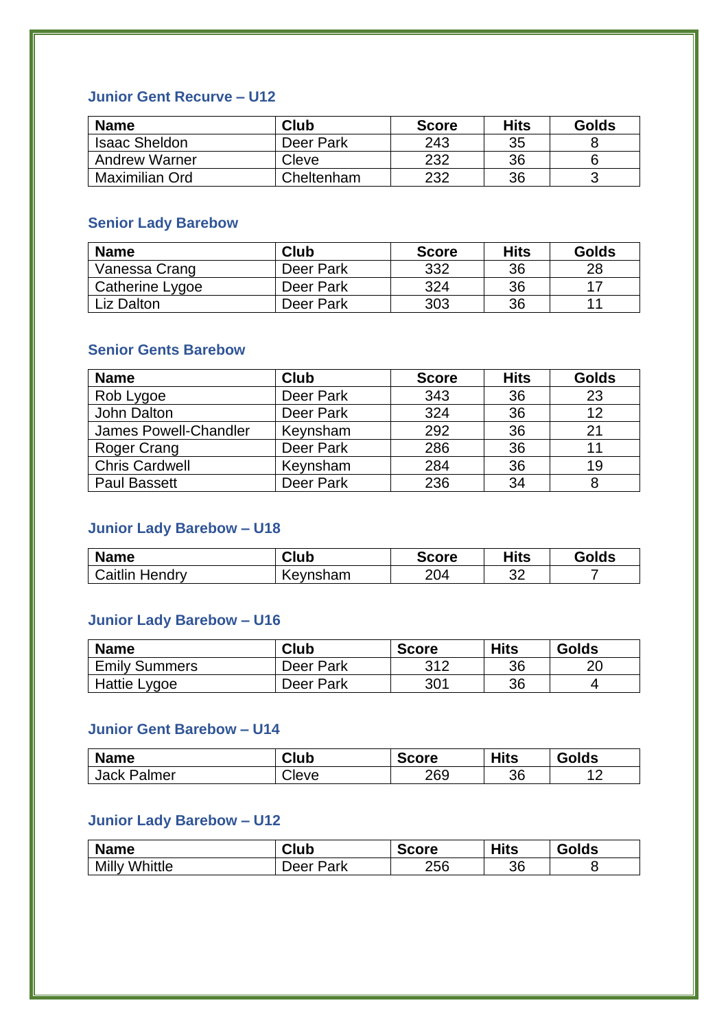### Junior Gent Recurve – U12

| Name | Club | Score | Hits | Golds |
|---|---|---|---|---|
| Isaac Sheldon | Deer Park | 243 | 35 | 8 |
| Andrew Warner | Cleve | 232 | 36 | 6 |
| Maximilian Ord | Cheltenham | 232 | 36 | 3 |

### Senior Lady Barebow

| Name | Club | Score | Hits | Golds |
|---|---|---|---|---|
| Vanessa Crang | Deer Park | 332 | 36 | 28 |
| Catherine Lygoe | Deer Park | 324 | 36 | 17 |
| Liz Dalton | Deer Park | 303 | 36 | 11 |

### Senior Gents Barebow

| Name | Club | Score | Hits | Golds |
|---|---|---|---|---|
| Rob Lygoe | Deer Park | 343 | 36 | 23 |
| John Dalton | Deer Park | 324 | 36 | 12 |
| James Powell-Chandler | Keynsham | 292 | 36 | 21 |
| Roger Crang | Deer Park | 286 | 36 | 11 |
| Chris Cardwell | Keynsham | 284 | 36 | 19 |
| Paul Bassett | Deer Park | 236 | 34 | 8 |

### Junior Lady Barebow – U18

| Name | Club | Score | Hits | Golds |
|---|---|---|---|---|
| Caitlin Hendry | Keynsham | 204 | 32 | 7 |

### Junior Lady Barebow – U16

| Name | Club | Score | Hits | Golds |
|---|---|---|---|---|
| Emily Summers | Deer Park | 312 | 36 | 20 |
| Hattie Lygoe | Deer Park | 301 | 36 | 4 |

### Junior Gent Barebow – U14

| Name | Club | Score | Hits | Golds |
|---|---|---|---|---|
| Jack Palmer | Cleve | 269 | 36 | 12 |

### Junior Lady Barebow – U12

| Name | Club | Score | Hits | Golds |
|---|---|---|---|---|
| Milly Whittle | Deer Park | 256 | 36 | 8 |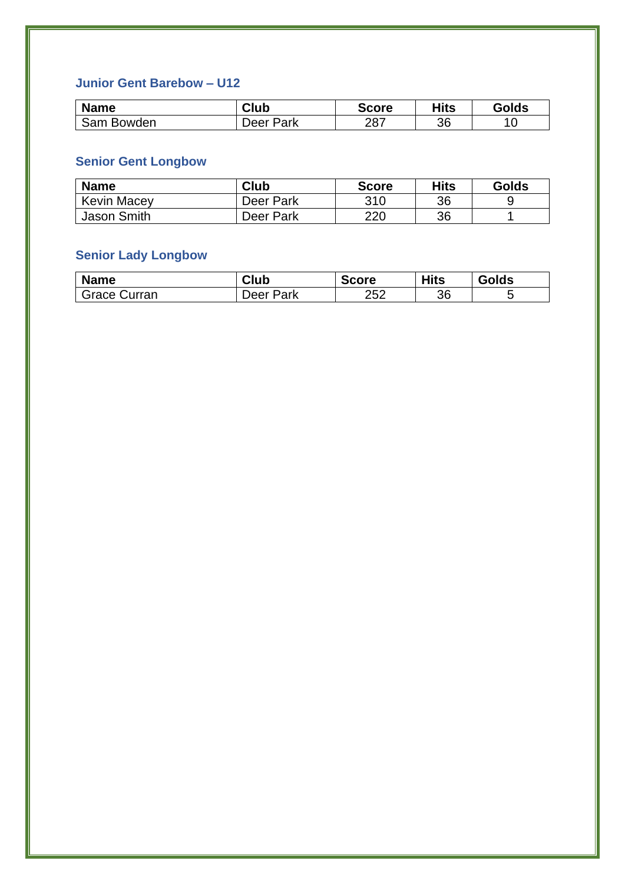### Junior Gent Barebow – U12

| Name | Club | Score | Hits | Golds |
|---|---|---|---|---|
| Sam Bowden | Deer Park | 287 | 36 | 10 |

### Senior Gent Longbow

| Name | Club | Score | Hits | Golds |
|---|---|---|---|---|
| Kevin Macey | Deer Park | 310 | 36 | 9 |
| Jason Smith | Deer Park | 220 | 36 | 1 |

### Senior Lady Longbow

| Name | Club | Score | Hits | Golds |
|---|---|---|---|---|
| Grace Curran | Deer Park | 252 | 36 | 5 |